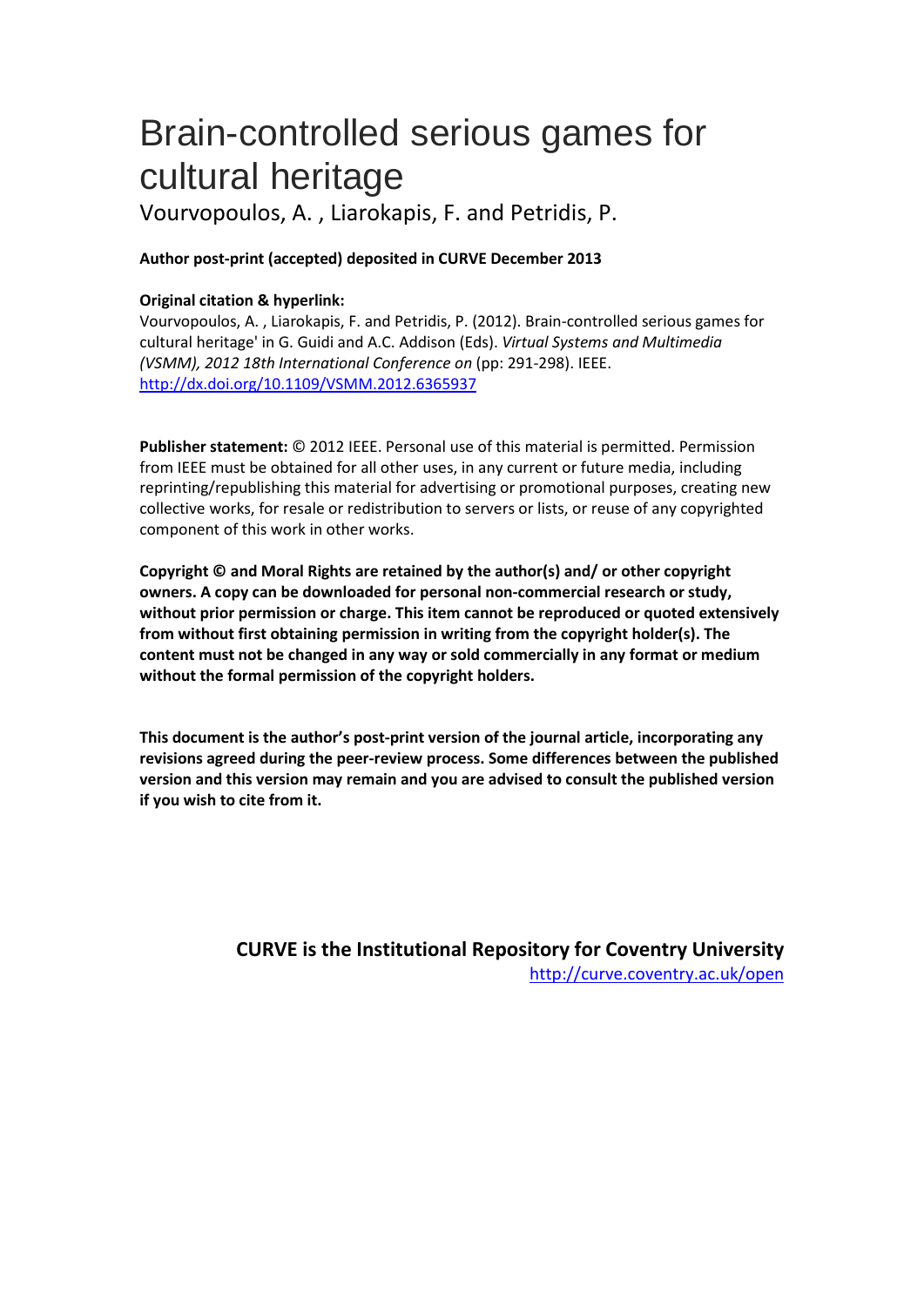# Brain-controlled serious games for cultural heritage

Vourvopoulos, A. , Liarokapis, F. and Petridis, P.

**Author post-print (accepted) deposited in CURVE December 2013**

**Original citation & hyperlink:**

Vourvopoulos, A. , Liarokapis, F. and Petridis, P. (2012). Brain-controlled serious games for cultural heritage' in G. Guidi and A.C. Addison (Eds). *Virtual Systems and Multimedia (VSMM), 2012 18th International Conference on* (pp: 291-298). IEEE.
http://dx.doi.org/10.1109/VSMM.2012.6365937

**Publisher statement:** © 2012 IEEE. Personal use of this material is permitted. Permission from IEEE must be obtained for all other uses, in any current or future media, including reprinting/republishing this material for advertising or promotional purposes, creating new collective works, for resale or redistribution to servers or lists, or reuse of any copyrighted component of this work in other works.

**Copyright © and Moral Rights are retained by the author(s) and/ or other copyright owners. A copy can be downloaded for personal non-commercial research or study, without prior permission or charge. This item cannot be reproduced or quoted extensively from without first obtaining permission in writing from the copyright holder(s). The content must not be changed in any way or sold commercially in any format or medium without the formal permission of the copyright holders.**

**This document is the author's post-print version of the journal article, incorporating any revisions agreed during the peer-review process. Some differences between the published version and this version may remain and you are advised to consult the published version if you wish to cite from it.**

**CURVE is the Institutional Repository for Coventry University**
http://curve.coventry.ac.uk/open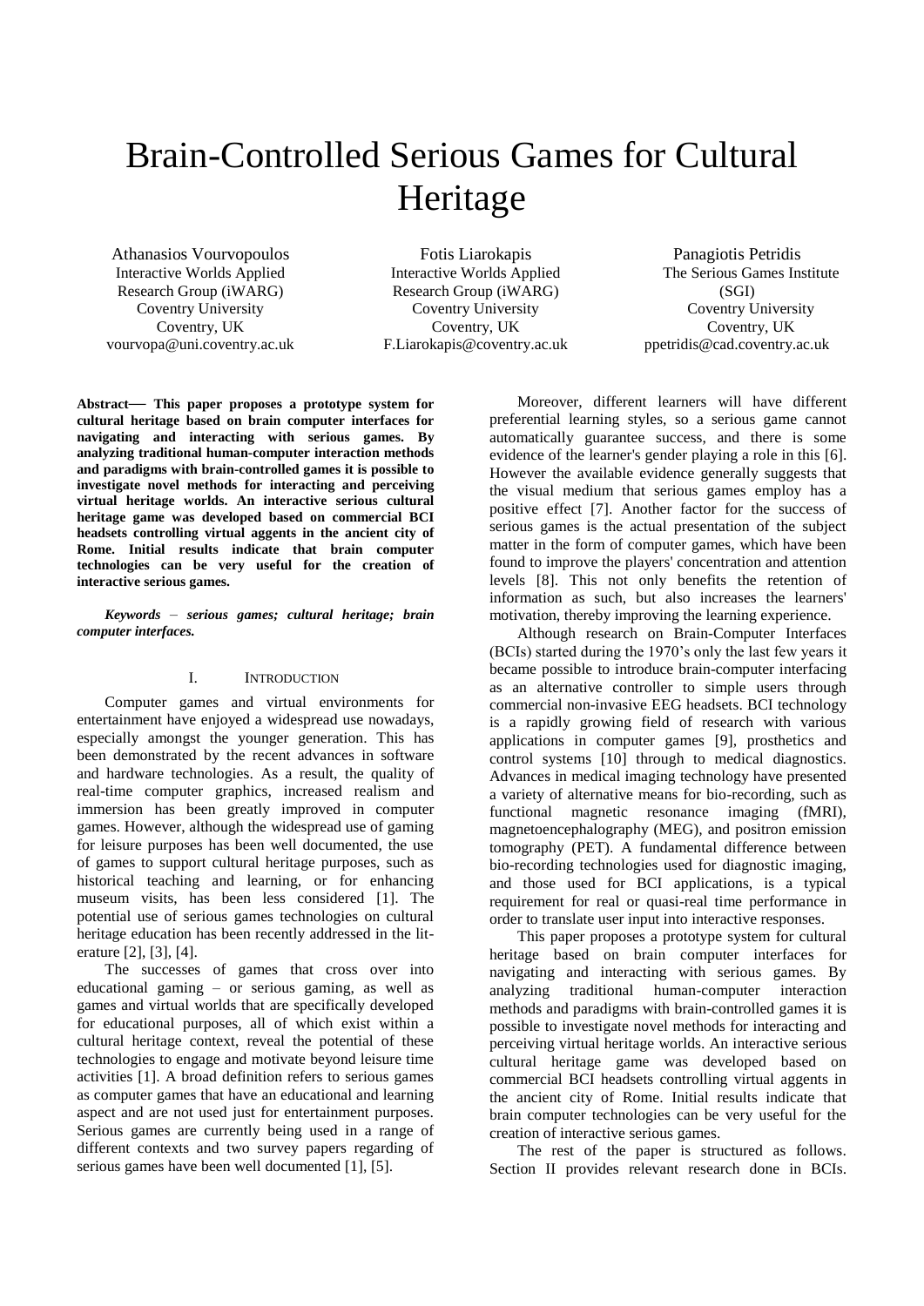# Brain-Controlled Serious Games for Cultural Heritage

Athanasios Vourvopoulos
Interactive Worlds Applied Research Group (iWARG)
Coventry University
Coventry, UK
vourvopa@uni.coventry.ac.uk

Fotis Liarokapis
Interactive Worlds Applied Research Group (iWARG)
Coventry University
Coventry, UK
F.Liarokapis@coventry.ac.uk

Panagiotis Petridis
The Serious Games Institute (SGI)
Coventry University
Coventry, UK
ppetridis@cad.coventry.ac.uk

**Abstract— This paper proposes a prototype system for cultural heritage based on brain computer interfaces for navigating and interacting with serious games. By analyzing traditional human-computer interaction methods and paradigms with brain-controlled games it is possible to investigate novel methods for interacting and perceiving virtual heritage worlds. An interactive serious cultural heritage game was developed based on commercial BCI headsets controlling virtual aggents in the ancient city of Rome. Initial results indicate that brain computer technologies can be very useful for the creation of interactive serious games.**

***Keywords – serious games; cultural heritage; brain computer interfaces.***

## I. Introduction

Computer games and virtual environments for entertainment have enjoyed a widespread use nowadays, especially amongst the younger generation. This has been demonstrated by the recent advances in software and hardware technologies. As a result, the quality of real-time computer graphics, increased realism and immersion has been greatly improved in computer games. However, although the widespread use of gaming for leisure purposes has been well documented, the use of games to support cultural heritage purposes, such as historical teaching and learning, or for enhancing museum visits, has been less considered [1]. The potential use of serious games technologies on cultural heritage education has been recently addressed in the literature [2], [3], [4].

The successes of games that cross over into educational gaming – or serious gaming, as well as games and virtual worlds that are specifically developed for educational purposes, all of which exist within a cultural heritage context, reveal the potential of these technologies to engage and motivate beyond leisure time activities [1]. A broad definition refers to serious games as computer games that have an educational and learning aspect and are not used just for entertainment purposes. Serious games are currently being used in a range of different contexts and two survey papers regarding of serious games have been well documented [1], [5].

Moreover, different learners will have different preferential learning styles, so a serious game cannot automatically guarantee success, and there is some evidence of the learner's gender playing a role in this [6]. However the available evidence generally suggests that the visual medium that serious games employ has a positive effect [7]. Another factor for the success of serious games is the actual presentation of the subject matter in the form of computer games, which have been found to improve the players' concentration and attention levels [8]. This not only benefits the retention of information as such, but also increases the learners' motivation, thereby improving the learning experience.

Although research on Brain-Computer Interfaces (BCIs) started during the 1970's only the last few years it became possible to introduce brain-computer interfacing as an alternative controller to simple users through commercial non-invasive EEG headsets. BCI technology is a rapidly growing field of research with various applications in computer games [9], prosthetics and control systems [10] through to medical diagnostics. Advances in medical imaging technology have presented a variety of alternative means for bio-recording, such as functional magnetic resonance imaging (fMRI), magnetoencephalography (MEG), and positron emission tomography (PET). A fundamental difference between bio-recording technologies used for diagnostic imaging, and those used for BCI applications, is a typical requirement for real or quasi-real time performance in order to translate user input into interactive responses.

This paper proposes a prototype system for cultural heritage based on brain computer interfaces for navigating and interacting with serious games. By analyzing traditional human-computer interaction methods and paradigms with brain-controlled games it is possible to investigate novel methods for interacting and perceiving virtual heritage worlds. An interactive serious cultural heritage game was developed based on commercial BCI headsets controlling virtual aggents in the ancient city of Rome. Initial results indicate that brain computer technologies can be very useful for the creation of interactive serious games.

The rest of the paper is structured as follows. Section II provides relevant research done in BCIs.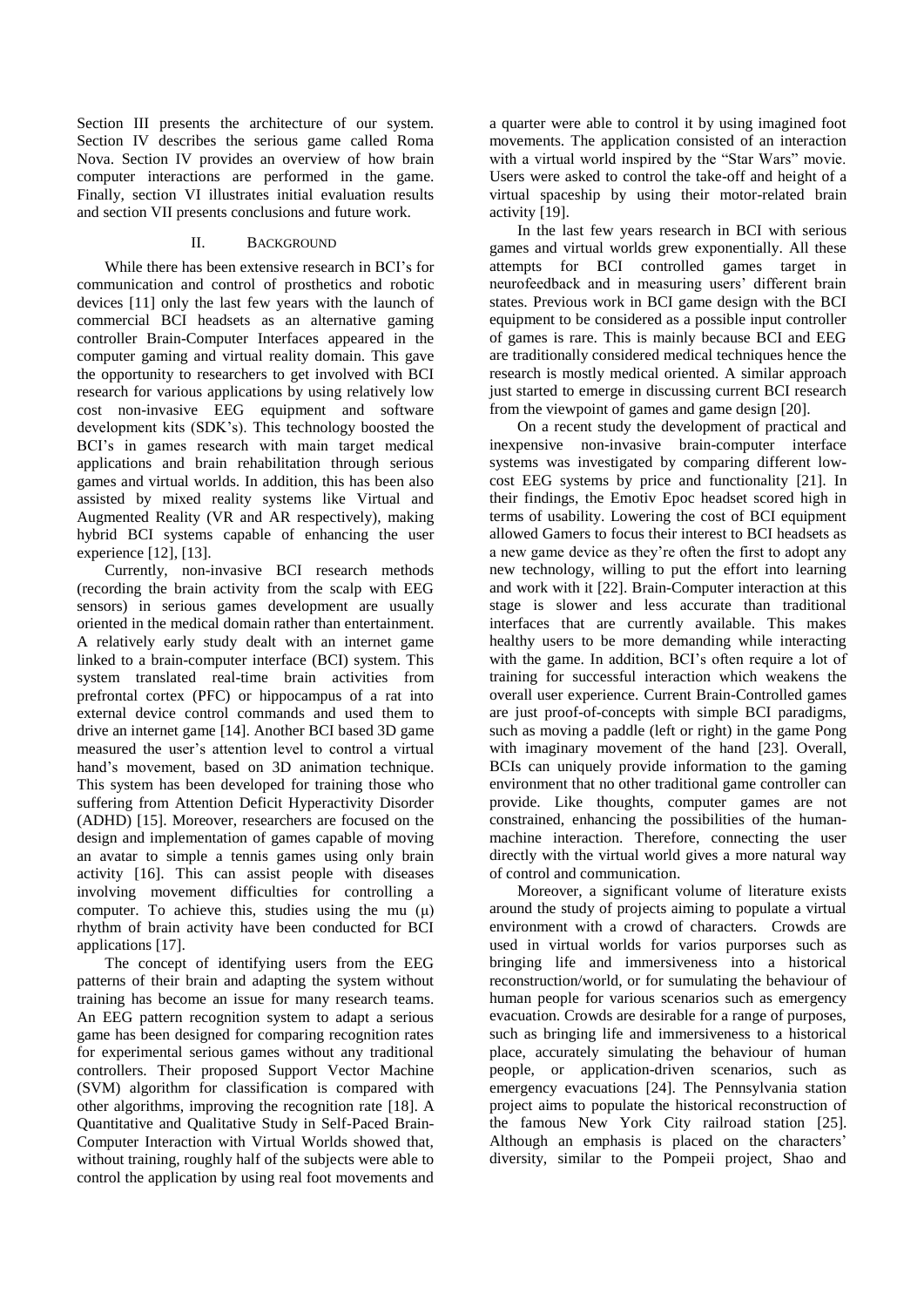Section III presents the architecture of our system. Section IV describes the serious game called Roma Nova. Section IV provides an overview of how brain computer interactions are performed in the game. Finally, section VI illustrates initial evaluation results and section VII presents conclusions and future work.

## II. Background

While there has been extensive research in BCI's for communication and control of prosthetics and robotic devices [11] only the last few years with the launch of commercial BCI headsets as an alternative gaming controller Brain-Computer Interfaces appeared in the computer gaming and virtual reality domain. This gave the opportunity to researchers to get involved with BCI research for various applications by using relatively low cost non-invasive EEG equipment and software development kits (SDK's). This technology boosted the BCI's in games research with main target medical applications and brain rehabilitation through serious games and virtual worlds. In addition, this has been also assisted by mixed reality systems like Virtual and Augmented Reality (VR and AR respectively), making hybrid BCI systems capable of enhancing the user experience [12], [13].

Currently, non-invasive BCI research methods (recording the brain activity from the scalp with EEG sensors) in serious games development are usually oriented in the medical domain rather than entertainment. A relatively early study dealt with an internet game linked to a brain-computer interface (BCI) system. This system translated real-time brain activities from prefrontal cortex (PFC) or hippocampus of a rat into external device control commands and used them to drive an internet game [14]. Another BCI based 3D game measured the user's attention level to control a virtual hand's movement, based on 3D animation technique. This system has been developed for training those who suffering from Attention Deficit Hyperactivity Disorder (ADHD) [15]. Moreover, researchers are focused on the design and implementation of games capable of moving an avatar to simple a tennis games using only brain activity [16]. This can assist people with diseases involving movement difficulties for controlling a computer. To achieve this, studies using the mu (μ) rhythm of brain activity have been conducted for BCI applications [17].

The concept of identifying users from the EEG patterns of their brain and adapting the system without training has become an issue for many research teams. An EEG pattern recognition system to adapt a serious game has been designed for comparing recognition rates for experimental serious games without any traditional controllers. Their proposed Support Vector Machine (SVM) algorithm for classification is compared with other algorithms, improving the recognition rate [18]. A Quantitative and Qualitative Study in Self-Paced Brain-Computer Interaction with Virtual Worlds showed that, without training, roughly half of the subjects were able to control the application by using real foot movements and a quarter were able to control it by using imagined foot movements. The application consisted of an interaction with a virtual world inspired by the "Star Wars" movie. Users were asked to control the take-off and height of a virtual spaceship by using their motor-related brain activity [19].

In the last few years research in BCI with serious games and virtual worlds grew exponentially. All these attempts for BCI controlled games target in neurofeedback and in measuring users' different brain states. Previous work in BCI game design with the BCI equipment to be considered as a possible input controller of games is rare. This is mainly because BCI and EEG are traditionally considered medical techniques hence the research is mostly medical oriented. A similar approach just started to emerge in discussing current BCI research from the viewpoint of games and game design [20].

On a recent study the development of practical and inexpensive non-invasive brain-computer interface systems was investigated by comparing different low-cost EEG systems by price and functionality [21]. In their findings, the Emotiv Epoc headset scored high in terms of usability. Lowering the cost of BCI equipment allowed Gamers to focus their interest to BCI headsets as a new game device as they're often the first to adopt any new technology, willing to put the effort into learning and work with it [22]. Brain-Computer interaction at this stage is slower and less accurate than traditional interfaces that are currently available. This makes healthy users to be more demanding while interacting with the game. In addition, BCI's often require a lot of training for successful interaction which weakens the overall user experience. Current Brain-Controlled games are just proof-of-concepts with simple BCI paradigms, such as moving a paddle (left or right) in the game Pong with imaginary movement of the hand [23]. Overall, BCIs can uniquely provide information to the gaming environment that no other traditional game controller can provide. Like thoughts, computer games are not constrained, enhancing the possibilities of the human-machine interaction. Therefore, connecting the user directly with the virtual world gives a more natural way of control and communication.

Moreover, a significant volume of literature exists around the study of projects aiming to populate a virtual environment with a crowd of characters. Crowds are used in virtual worlds for varios purporses such as bringing life and immersiveness into a historical reconstruction/world, or for sumulating the behaviour of human people for various scenarios such as emergency evacuation. Crowds are desirable for a range of purposes, such as bringing life and immersiveness to a historical place, accurately simulating the behaviour of human people, or application-driven scenarios, such as emergency evacuations [24]. The Pennsylvania station project aims to populate the historical reconstruction of the famous New York City railroad station [25]. Although an emphasis is placed on the characters' diversity, similar to the Pompeii project, Shao and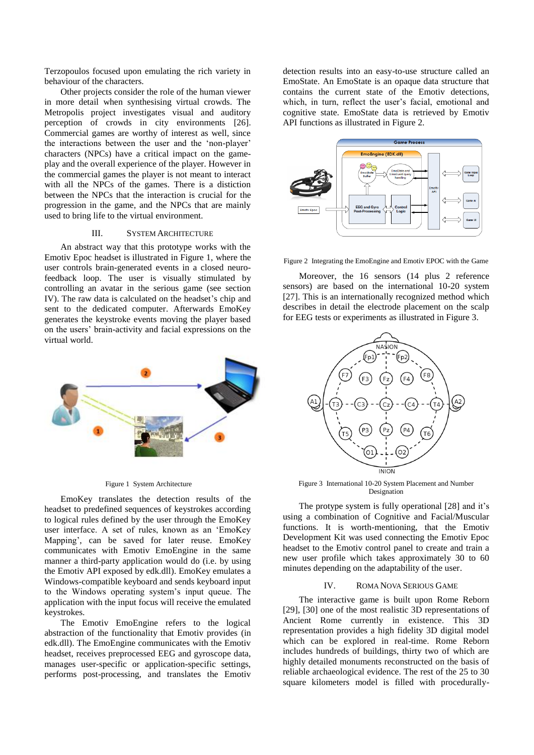Terzopoulos focused upon emulating the rich variety in behaviour of the characters.

Other projects consider the role of the human viewer in more detail when synthesising virtual crowds. The Metropolis project investigates visual and auditory perception of crowds in city environments [26]. Commercial games are worthy of interest as well, since the interactions between the user and the 'non-player' characters (NPCs) have a critical impact on the game-play and the overall experience of the player. However in the commercial games the player is not meant to interact with all the NPCs of the games. There is a distiction between the NPCs that the interaction is crucial for the progression in the game, and the NPCs that are mainly used to bring life to the virtual environment.

## III. System Architecture

An abstract way that this prototype works with the Emotiv Epoc headset is illustrated in Figure 1, where the user controls brain-generated events in a closed neuro-feedback loop. The user is visually stimulated by controlling an avatar in the serious game (see section IV). The raw data is calculated on the headset's chip and sent to the dedicated computer. Afterwards EmoKey generates the keystroke events moving the player based on the users' brain-activity and facial expressions on the virtual world.

Figure 1 System Architecture

EmoKey translates the detection results of the headset to predefined sequences of keystrokes according to logical rules defined by the user through the EmoKey user interface. A set of rules, known as an 'EmoKey Mapping', can be saved for later reuse. EmoKey communicates with Emotiv EmoEngine in the same manner a third-party application would do (i.e. by using the Emotiv API exposed by edk.dll). EmoKey emulates a Windows-compatible keyboard and sends keyboard input to the Windows operating system's input queue. The application with the input focus will receive the emulated keystrokes.

The Emotiv EmoEngine refers to the logical abstraction of the functionality that Emotiv provides (in edk.dll). The EmoEngine communicates with the Emotiv headset, receives preprocessed EEG and gyroscope data, manages user-specific or application-specific settings, performs post-processing, and translates the Emotiv detection results into an easy-to-use structure called an EmoState. An EmoState is an opaque data structure that contains the current state of the Emotiv detections, which, in turn, reflect the user's facial, emotional and cognitive state. EmoState data is retrieved by Emotiv API functions as illustrated in Figure 2.

Figure 2 Integrating the EmoEngine and Emotiv EPOC with the Game

Moreover, the 16 sensors (14 plus 2 reference sensors) are based on the international 10-20 system [27]. This is an internationally recognized method which describes in detail the electrode placement on the scalp for EEG tests or experiments as illustrated in Figure 3.

Figure 3 International 10-20 System Placement and Number Designation

The protype system is fully operational [28] and it's using a combination of Cognitive and Facial/Muscular functions. It is worth-mentioning, that the Emotiv Development Kit was used connecting the Emotiv Epoc headset to the Emotiv control panel to create and train a new user profile which takes approximately 30 to 60 minutes depending on the adaptability of the user.

## IV. Roma Nova Serious Game

The interactive game is built upon Rome Reborn [29], [30] one of the most realistic 3D representations of Ancient Rome currently in existence. This 3D representation provides a high fidelity 3D digital model which can be explored in real-time. Rome Reborn includes hundreds of buildings, thirty two of which are highly detailed monuments reconstructed on the basis of reliable archaeological evidence. The rest of the 25 to 30 square kilometers model is filled with procedurally-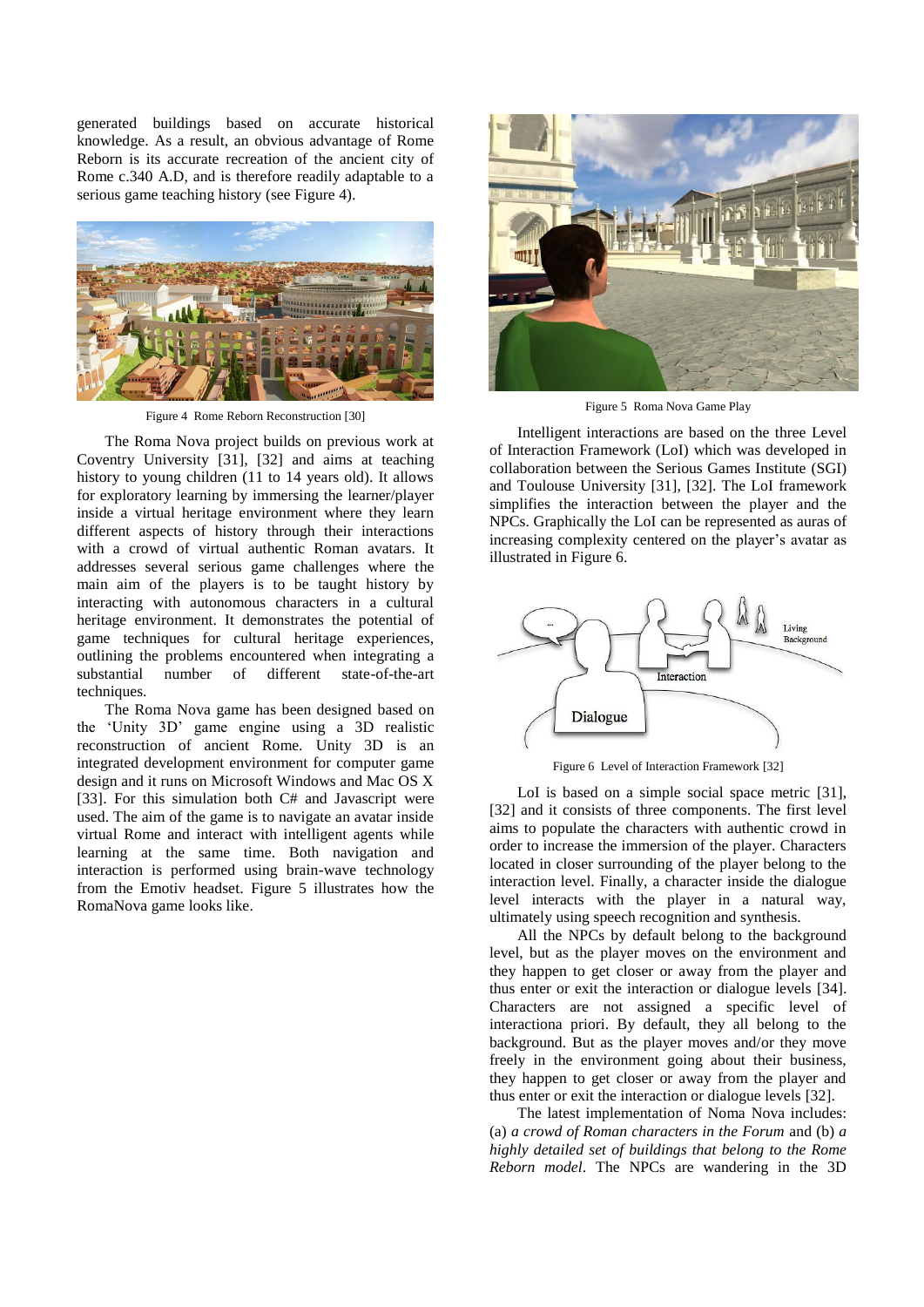generated buildings based on accurate historical knowledge. As a result, an obvious advantage of Rome Reborn is its accurate recreation of the ancient city of Rome c.340 A.D, and is therefore readily adaptable to a serious game teaching history (see Figure 4).

Figure 4 Rome Reborn Reconstruction [30]

The Roma Nova project builds on previous work at Coventry University [31], [32] and aims at teaching history to young children (11 to 14 years old). It allows for exploratory learning by immersing the learner/player inside a virtual heritage environment where they learn different aspects of history through their interactions with a crowd of virtual authentic Roman avatars. It addresses several serious game challenges where the main aim of the players is to be taught history by interacting with autonomous characters in a cultural heritage environment. It demonstrates the potential of game techniques for cultural heritage experiences, outlining the problems encountered when integrating a substantial number of different state-of-the-art techniques.

The Roma Nova game has been designed based on the 'Unity 3D' game engine using a 3D realistic reconstruction of ancient Rome. Unity 3D is an integrated development environment for computer game design and it runs on Microsoft Windows and Mac OS X [33]. For this simulation both C# and Javascript were used. The aim of the game is to navigate an avatar inside virtual Rome and interact with intelligent agents while learning at the same time. Both navigation and interaction is performed using brain-wave technology from the Emotiv headset. Figure 5 illustrates how the RomaNova game looks like.

Figure 5 Roma Nova Game Play

Intelligent interactions are based on the three Level of Interaction Framework (LoI) which was developed in collaboration between the Serious Games Institute (SGI) and Toulouse University [31], [32]. The LoI framework simplifies the interaction between the player and the NPCs. Graphically the LoI can be represented as auras of increasing complexity centered on the player's avatar as illustrated in Figure 6.

Figure 6 Level of Interaction Framework [32]

LoI is based on a simple social space metric [31], [32] and it consists of three components. The first level aims to populate the characters with authentic crowd in order to increase the immersion of the player. Characters located in closer surrounding of the player belong to the interaction level. Finally, a character inside the dialogue level interacts with the player in a natural way, ultimately using speech recognition and synthesis.

All the NPCs by default belong to the background level, but as the player moves on the environment and they happen to get closer or away from the player and thus enter or exit the interaction or dialogue levels [34]. Characters are not assigned a specific level of interactiona priori. By default, they all belong to the background. But as the player moves and/or they move freely in the environment going about their business, they happen to get closer or away from the player and thus enter or exit the interaction or dialogue levels [32].

The latest implementation of Noma Nova includes: (a) *a crowd of Roman characters in the Forum* and (b) *a highly detailed set of buildings that belong to the Rome Reborn model*. The NPCs are wandering in the 3D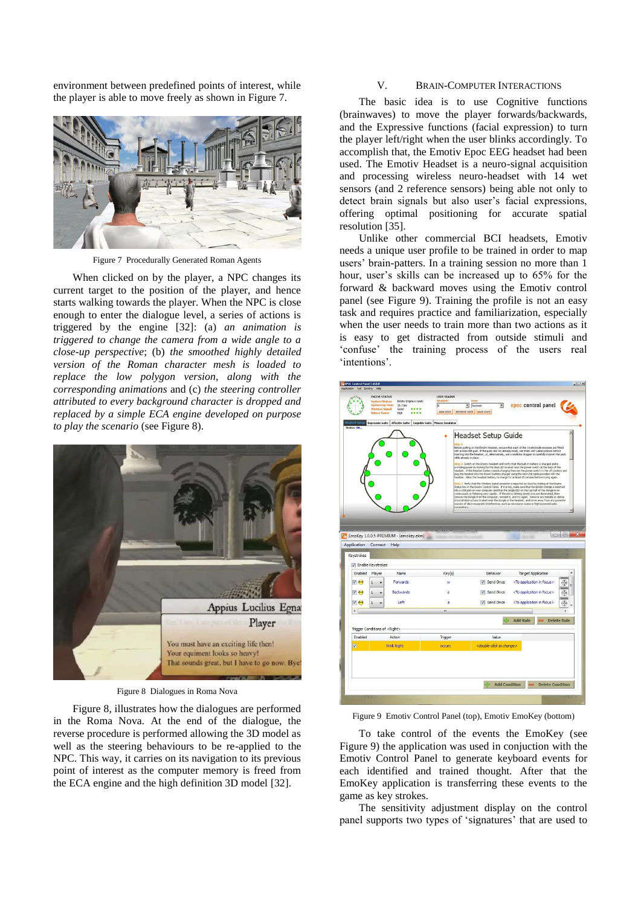environment between predefined points of interest, while the player is able to move freely as shown in Figure 7.

Figure 7 Procedurally Generated Roman Agents

When clicked on by the player, a NPC changes its current target to the position of the player, and hence starts walking towards the player. When the NPC is close enough to enter the dialogue level, a series of actions is triggered by the engine [32]: (a) *an animation is triggered to change the camera from a wide angle to a close-up perspective*; (b) *the smoothed highly detailed version of the Roman character mesh is loaded to replace the low polygon version, along with the corresponding animations* and (c) *the steering controller attributed to every background character is dropped and replaced by a simple ECA engine developed on purpose to play the scenario* (see Figure 8).

Figure 8 Dialogues in Roma Nova

Figure 8, illustrates how the dialogues are performed in the Roma Nova. At the end of the dialogue, the reverse procedure is performed allowing the 3D model as well as the steering behaviours to be re-applied to the NPC. This way, it carries on its navigation to its previous point of interest as the computer memory is freed from the ECA engine and the high definition 3D model [32].

## V. Brain-Computer Interactions

The basic idea is to use Cognitive functions (brainwaves) to move the player forwards/backwards, and the Expressive functions (facial expression) to turn the player left/right when the user blinks accordingly. To accomplish that, the Emotiv Epoc EEG headset had been used. The Emotiv Headset is a neuro-signal acquisition and processing wireless neuro-headset with 14 wet sensors (and 2 reference sensors) being able not only to detect brain signals but also user's facial expressions, offering optimal positioning for accurate spatial resolution [35].

Unlike other commercial BCI headsets, Emotiv needs a unique user profile to be trained in order to map users' brain-patterns. In a training session no more than 1 hour, user's skills can be increased up to 65% for the forward & backward moves using the Emotiv control panel (see Figure 9). Training the profile is not an easy task and requires practice and familiarization, especially when the user needs to train more than two actions as it is easy to get distracted from outside stimuli and 'confuse' the training process of the users real 'intentions'.

Figure 9 Emotiv Control Panel (top), Emotiv EmoKey (bottom)

To take control of the events the EmoKey (see Figure 9) the application was used in conjunction with the Emotiv Control Panel to generate keyboard events for each identified and trained thought. After that the EmoKey application is transferring these events to the game as key strokes.

The sensitivity adjustment display on the control panel supports two types of 'signatures' that are used to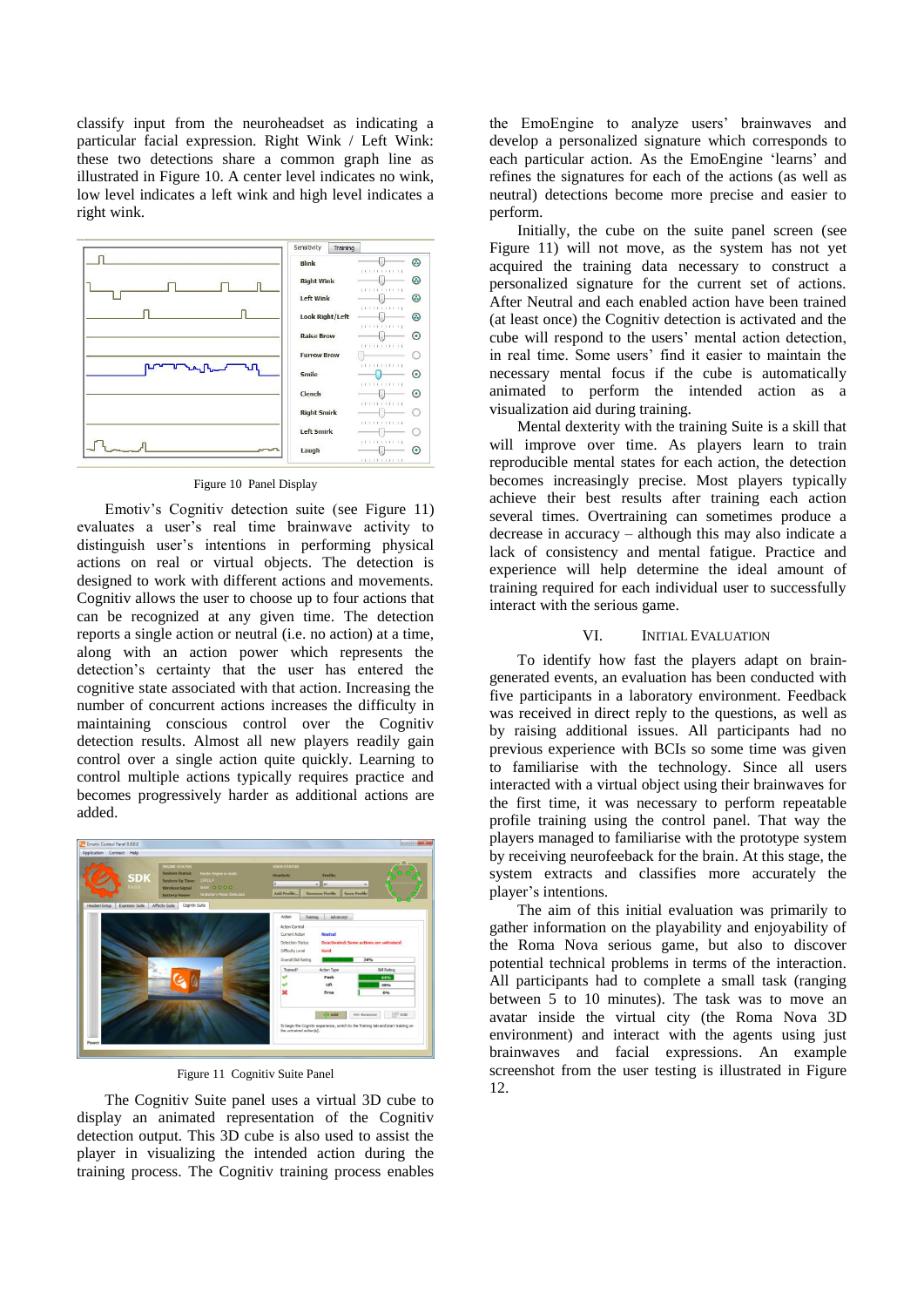classify input from the neuroheadset as indicating a particular facial expression. Right Wink / Left Wink: these two detections share a common graph line as illustrated in Figure 10. A center level indicates no wink, low level indicates a left wink and high level indicates a right wink.

Figure 10 Panel Display

Emotiv's Cognitiv detection suite (see Figure 11) evaluates a user's real time brainwave activity to distinguish user's intentions in performing physical actions on real or virtual objects. The detection is designed to work with different actions and movements. Cognitiv allows the user to choose up to four actions that can be recognized at any given time. The detection reports a single action or neutral (i.e. no action) at a time, along with an action power which represents the detection's certainty that the user has entered the cognitive state associated with that action. Increasing the number of concurrent actions increases the difficulty in maintaining conscious control over the Cognitiv detection results. Almost all new players readily gain control over a single action quite quickly. Learning to control multiple actions typically requires practice and becomes progressively harder as additional actions are added.

Figure 11 Cognitiv Suite Panel

The Cognitiv Suite panel uses a virtual 3D cube to display an animated representation of the Cognitiv detection output. This 3D cube is also used to assist the player in visualizing the intended action during the training process. The Cognitiv training process enables the EmoEngine to analyze users' brainwaves and develop a personalized signature which corresponds to each particular action. As the EmoEngine 'learns' and refines the signatures for each of the actions (as well as neutral) detections become more precise and easier to perform.

Initially, the cube on the suite panel screen (see Figure 11) will not move, as the system has not yet acquired the training data necessary to construct a personalized signature for the current set of actions. After Neutral and each enabled action have been trained (at least once) the Cognitiv detection is activated and the cube will respond to the users' mental action detection, in real time. Some users' find it easier to maintain the necessary mental focus if the cube is automatically animated to perform the intended action as a visualization aid during training.

Mental dexterity with the training Suite is a skill that will improve over time. As players learn to train reproducible mental states for each action, the detection becomes increasingly precise. Most players typically achieve their best results after training each action several times. Overtraining can sometimes produce a decrease in accuracy – although this may also indicate a lack of consistency and mental fatigue. Practice and experience will help determine the ideal amount of training required for each individual user to successfully interact with the serious game.

## VI. Initial Evaluation

To identify how fast the players adapt on brain-generated events, an evaluation has been conducted with five participants in a laboratory environment. Feedback was received in direct reply to the questions, as well as by raising additional issues. All participants had no previous experience with BCIs so some time was given to familiarise with the technology. Since all users interacted with a virtual object using their brainwaves for the first time, it was necessary to perform repeatable profile training using the control panel. That way the players managed to familiarise with the prototype system by receiving neurofeedback for the brain. At this stage, the system extracts and classifies more accurately the player's intentions.

The aim of this initial evaluation was primarily to gather information on the playability and enjoyability of the Roma Nova serious game, but also to discover potential technical problems in terms of the interaction. All participants had to complete a small task (ranging between 5 to 10 minutes). The task was to move an avatar inside the virtual city (the Roma Nova 3D environment) and interact with the agents using just brainwaves and facial expressions. An example screenshot from the user testing is illustrated in Figure 12.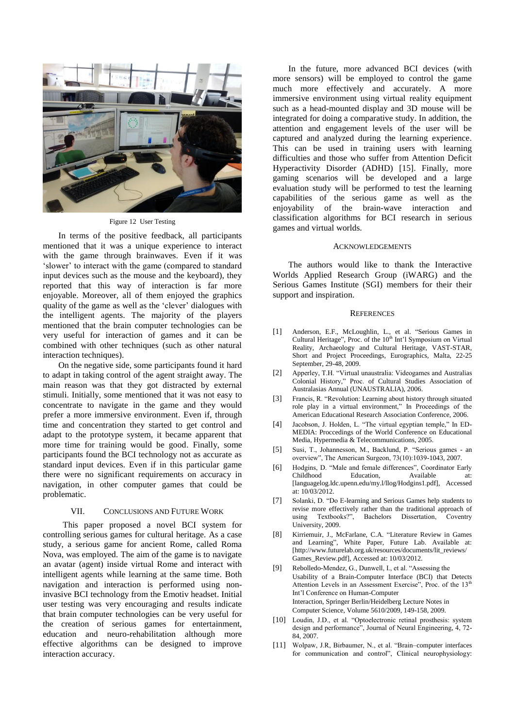Figure 12 User Testing

In terms of the positive feedback, all participants mentioned that it was a unique experience to interact with the game through brainwaves. Even if it was 'slower' to interact with the game (compared to standard input devices such as the mouse and the keyboard), they reported that this way of interaction is far more enjoyable. Moreover, all of them enjoyed the graphics quality of the game as well as the 'clever' dialogues with the intelligent agents. The majority of the players mentioned that the brain computer technologies can be very useful for interaction of games and it can be combined with other techniques (such as other natural interaction techniques).

On the negative side, some participants found it hard to adapt in taking control of the agent straight away. The main reason was that they got distracted by external stimuli. Initially, some mentioned that it was not easy to concentrate to navigate in the game and they would prefer a more immersive environment. Even if, through time and concentration they started to get control and adapt to the prototype system, it became apparent that more time for training would be good. Finally, some participants found the BCI technology not as accurate as standard input devices. Even if in this particular game there were no significant requirements on accuracy in navigation, in other computer games that could be problematic.

## VII. Conclusions and Future Work

This paper proposed a novel BCI system for controlling serious games for cultural heritage. As a case study, a serious game for ancient Rome, called Roma Nova, was employed. The aim of the game is to navigate an avatar (agent) inside virtual Rome and interact with intelligent agents while learning at the same time. Both navigation and interaction is performed using non-invasive BCI technology from the Emotiv headset. Initial user testing was very encouraging and results indicate that brain computer technologies can be very useful for the creation of serious games for entertainment, education and neuro-rehabilitation although more effective algorithms can be designed to improve interaction accuracy.

In the future, more advanced BCI devices (with more sensors) will be employed to control the game much more effectively and accurately. A more immersive environment using virtual reality equipment such as a head-mounted display and 3D mouse will be integrated for doing a comparative study. In addition, the attention and engagement levels of the user will be captured and analyzed during the learning experience. This can be used in training users with learning difficulties and those who suffer from Attention Deficit Hyperactivity Disorder (ADHD) [15]. Finally, more gaming scenarios will be developed and a large evaluation study will be performed to test the learning capabilities of the serious game as well as the enjoyability of the brain-wave interaction and classification algorithms for BCI research in serious games and virtual worlds.

## Acknowledgements

The authors would like to thank the Interactive Worlds Applied Research Group (iWARG) and the Serious Games Institute (SGI) members for their their support and inspiration.

## References

- [1] Anderson, E.F., McLoughlin, L., et al. "Serious Games in Cultural Heritage", Proc. of the 10th Int'l Symposium on Virtual Reality, Archaeology and Cultural Heritage, VAST-STAR, Short and Project Proceedings, Eurographics, Malta, 22-25 September, 29-48, 2009.
- [2] Apperley, T.H. "Virtual unaustralia: Videogames and Australias Colonial History," Proc. of Cultural Studies Association of Australasias Annual (UNAUSTRALIA), 2006.
- [3] Francis, R. "Revolution: Learning about history through situated role play in a virtual environment," In Proceedings of the American Educational Research Association Conference, 2006.
- [4] Jacobson, J. Holden, L. "The virtual egyptian temple," In ED-MEDIA: Proccedings of the World Conference on Educational Media, Hypermedia & Telecommunications, 2005.
- [5] Susi, T., Johannesson, M., Backlund, P. "Serious games - an overview", The American Surgeon, 73(10):1039-1043, 2007.
- [6] Hodgins, D. "Male and female differences", Coordinator Early Childhood Education, Available at: [languagelog.ldc.upenn.edu/my.l/llog/Hodgins1.pdf], Accessed at: 10/03/2012.
- [7] Solanki, D. "Do E-learning and Serious Games help students to revise more effectively rather than the traditional approach of using Textbooks?", Bachelors Dissertation, Coventry University, 2009.
- [8] Kirriemuir, J., McFarlane, C.A. "Literature Review in Games and Learning", White Paper, Future Lab. Available at: [http://www.futurelab.org.uk/resources/documents/lit_reviews/Games_Review.pdf], Accessed at: 10/03/2012.
- [9] Rebolledo-Mendez, G., Dunwell, I., et al. "Assessing the Usability of a Brain-Computer Interface (BCI) that Detects Attention Levels in an Assessment Exercise", Proc. of the 13th Int'l Conference on Human-Computer Interaction, Springer Berlin/Heidelberg Lecture Notes in Computer Science, Volume 5610/2009, 149-158, 2009.
- [10] Loudin, J.D., et al. "Optoelectronic retinal prosthesis: system design and performance", Journal of Neural Engineering, 4, 72-84, 2007.
- [11] Wolpaw, J.R, Birbaumer, N., et al. "Brain–computer interfaces for communication and control", Clinical neurophysiology: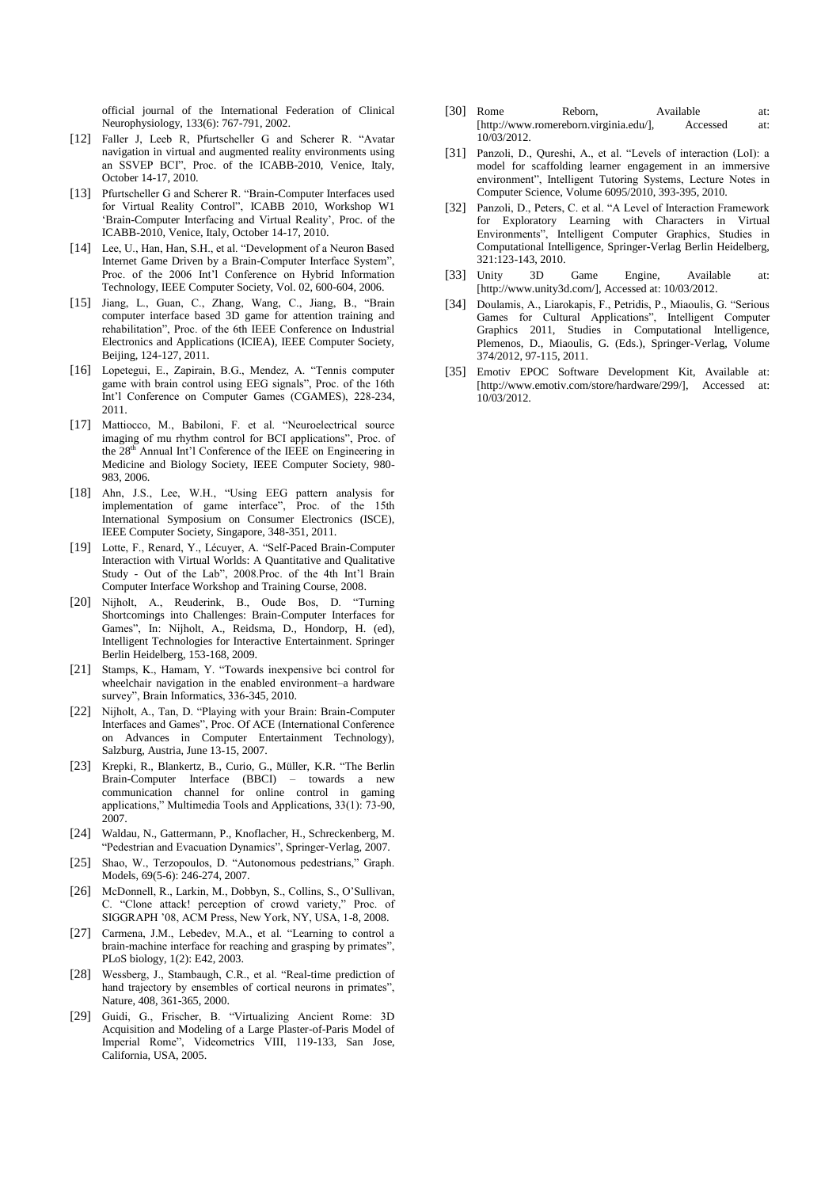official journal of the International Federation of Clinical Neurophysiology, 133(6): 767-791, 2002.

[12] Faller J, Leeb R, Pfurtscheller G and Scherer R. "Avatar navigation in virtual and augmented reality environments using an SSVEP BCI", Proc. of the ICABB-2010, Venice, Italy, October 14-17, 2010.

[13] Pfurtscheller G and Scherer R. "Brain-Computer Interfaces used for Virtual Reality Control", ICABB 2010, Workshop W1 'Brain-Computer Interfacing and Virtual Reality', Proc. of the ICABB-2010, Venice, Italy, October 14-17, 2010.

[14] Lee, U., Han, Han, S.H., et al. "Development of a Neuron Based Internet Game Driven by a Brain-Computer Interface System", Proc. of the 2006 Int'l Conference on Hybrid Information Technology, IEEE Computer Society, Vol. 02, 600-604, 2006.

[15] Jiang, L., Guan, C., Zhang, Wang, C., Jiang, B., "Brain computer interface based 3D game for attention training and rehabilitation", Proc. of the 6th IEEE Conference on Industrial Electronics and Applications (ICIEA), IEEE Computer Society, Beijing, 124-127, 2011.

[16] Lopetegui, E., Zapirain, B.G., Mendez, A. "Tennis computer game with brain control using EEG signals", Proc. of the 16th Int'l Conference on Computer Games (CGAMES), 228-234, 2011.

[17] Mattiocco, M., Babiloni, F. et al. "Neuroelectrical source imaging of mu rhythm control for BCI applications", Proc. of the 28th Annual Int'l Conference of the IEEE on Engineering in Medicine and Biology Society, IEEE Computer Society, 980-983, 2006.

[18] Ahn, J.S., Lee, W.H., "Using EEG pattern analysis for implementation of game interface", Proc. of the 15th International Symposium on Consumer Electronics (ISCE), IEEE Computer Society, Singapore, 348-351, 2011.

[19] Lotte, F., Renard, Y., Lécuyer, A. "Self-Paced Brain-Computer Interaction with Virtual Worlds: A Quantitative and Qualitative Study - Out of the Lab", 2008.Proc. of the 4th Int'l Brain Computer Interface Workshop and Training Course, 2008.

[20] Nijholt, A., Reuderink, B., Oude Bos, D. "Turning Shortcomings into Challenges: Brain-Computer Interfaces for Games", In: Nijholt, A., Reidsma, D., Hondorp, H. (ed), Intelligent Technologies for Interactive Entertainment. Springer Berlin Heidelberg, 153-168, 2009.

[21] Stamps, K., Hamam, Y. "Towards inexpensive bci control for wheelchair navigation in the enabled environment–a hardware survey", Brain Informatics, 336-345, 2010.

[22] Nijholt, A., Tan, D. "Playing with your Brain: Brain-Computer Interfaces and Games", Proc. Of ACE (International Conference on Advances in Computer Entertainment Technology), Salzburg, Austria, June 13-15, 2007.

[23] Krepki, R., Blankertz, B., Curio, G., Müller, K.R. "The Berlin Brain-Computer Interface (BBCI) – towards a new communication channel for online control in gaming applications," Multimedia Tools and Applications, 33(1): 73-90, 2007.

[24] Waldau, N., Gattermann, P., Knoflacher, H., Schreckenberg, M. "Pedestrian and Evacuation Dynamics", Springer-Verlag, 2007.

[25] Shao, W., Terzopoulos, D. "Autonomous pedestrians," Graph. Models, 69(5-6): 246-274, 2007.

[26] McDonnell, R., Larkin, M., Dobbyn, S., Collins, S., O'Sullivan, C. "Clone attack! perception of crowd variety," Proc. of SIGGRAPH '08, ACM Press, New York, NY, USA, 1-8, 2008.

[27] Carmena, J.M., Lebedev, M.A., et al. "Learning to control a brain-machine interface for reaching and grasping by primates", PLoS biology, 1(2): E42, 2003.

[28] Wessberg, J., Stambaugh, C.R., et al. "Real-time prediction of hand trajectory by ensembles of cortical neurons in primates", Nature, 408, 361-365, 2000.

[29] Guidi, G., Frischer, B. "Virtualizing Ancient Rome: 3D Acquisition and Modeling of a Large Plaster-of-Paris Model of Imperial Rome", Videometrics VIII, 119-133, San Jose, California, USA, 2005.

[30] Rome Reborn, Available at: [http://www.romereborn.virginia.edu/], Accessed at: 10/03/2012.

[31] Panzoli, D., Qureshi, A., et al. "Levels of interaction (LoI): a model for scaffolding learner engagement in an immersive environment", Intelligent Tutoring Systems, Lecture Notes in Computer Science, Volume 6095/2010, 393-395, 2010.

[32] Panzoli, D., Peters, C. et al. "A Level of Interaction Framework for Exploratory Learning with Characters in Virtual Environments", Intelligent Computer Graphics, Studies in Computational Intelligence, Springer-Verlag Berlin Heidelberg, 321:123-143, 2010.

[33] Unity 3D Game Engine, Available at: [http://www.unity3d.com/], Accessed at: 10/03/2012.

[34] Doulamis, A., Liarokapis, F., Petridis, P., Miaoulis, G. "Serious Games for Cultural Applications", Intelligent Computer Graphics 2011, Studies in Computational Intelligence, Plemenos, D., Miaoulis, G. (Eds.), Springer-Verlag, Volume 374/2012, 97-115, 2011.

[35] Emotiv EPOC Software Development Kit, Available at: [http://www.emotiv.com/store/hardware/299/], Accessed at: 10/03/2012.